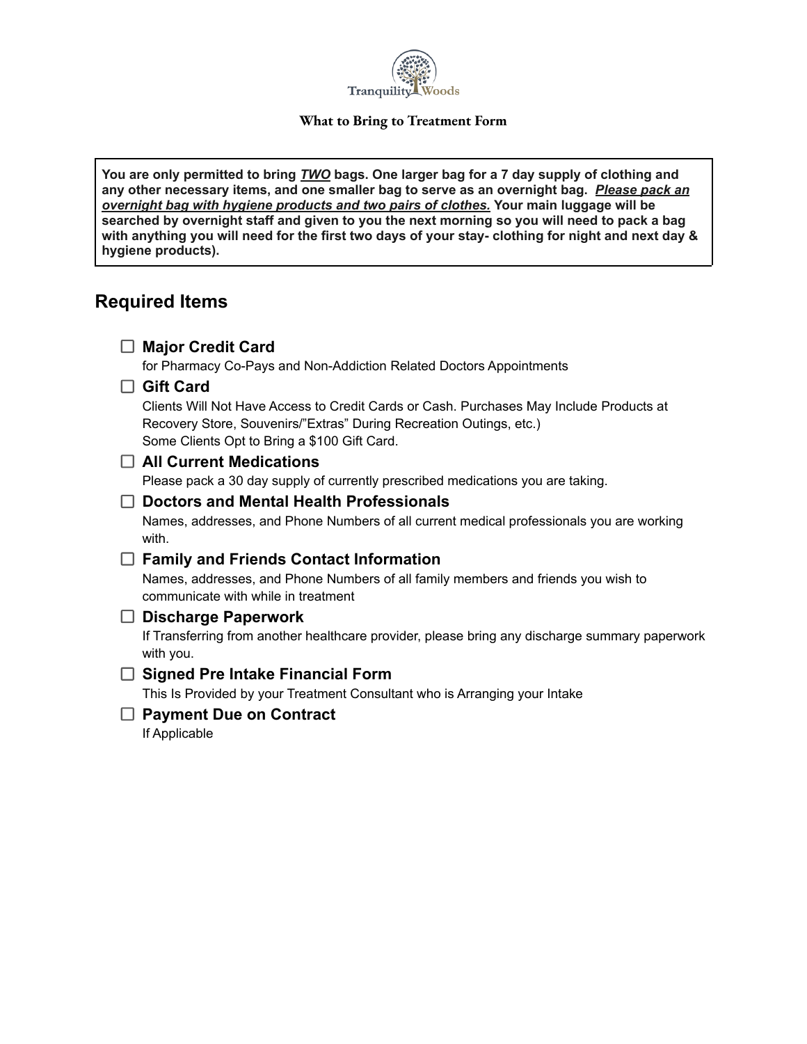Tranquility Woods

**What to Bring to Treatment Form**

**You are only permitted to bring _TWO_ bags. One larger bag for a 7 day supply of clothing and any other necessary items, and one smaller bag to serve as an overnight bag. _Please pack an overnight bag with hygiene products and two pairs of clothes._ Your main luggage will be searched by overnight staff and given to you the next morning so you will need to pack a bag with anything you will need for the first two days of your stay- clothing for night and next day & hygiene products).**

## Required Items

- ☐ **Major Credit Card**
  for Pharmacy Co-Pays and Non-Addiction Related Doctors Appointments
- ☐ **Gift Card**
  Clients Will Not Have Access to Credit Cards or Cash. Purchases May Include Products at Recovery Store, Souvenirs/"Extras" During Recreation Outings, etc.)
  Some Clients Opt to Bring a $100 Gift Card.
- ☐ **All Current Medications**
  Please pack a 30 day supply of currently prescribed medications you are taking.
- ☐ **Doctors and Mental Health Professionals**
  Names, addresses, and Phone Numbers of all current medical professionals you are working with.
- ☐ **Family and Friends Contact Information**
  Names, addresses, and Phone Numbers of all family members and friends you wish to communicate with while in treatment
- ☐ **Discharge Paperwork**
  If Transferring from another healthcare provider, please bring any discharge summary paperwork with you.
- ☐ **Signed Pre Intake Financial Form**
  This Is Provided by your Treatment Consultant who is Arranging your Intake
- ☐ **Payment Due on Contract**
  If Applicable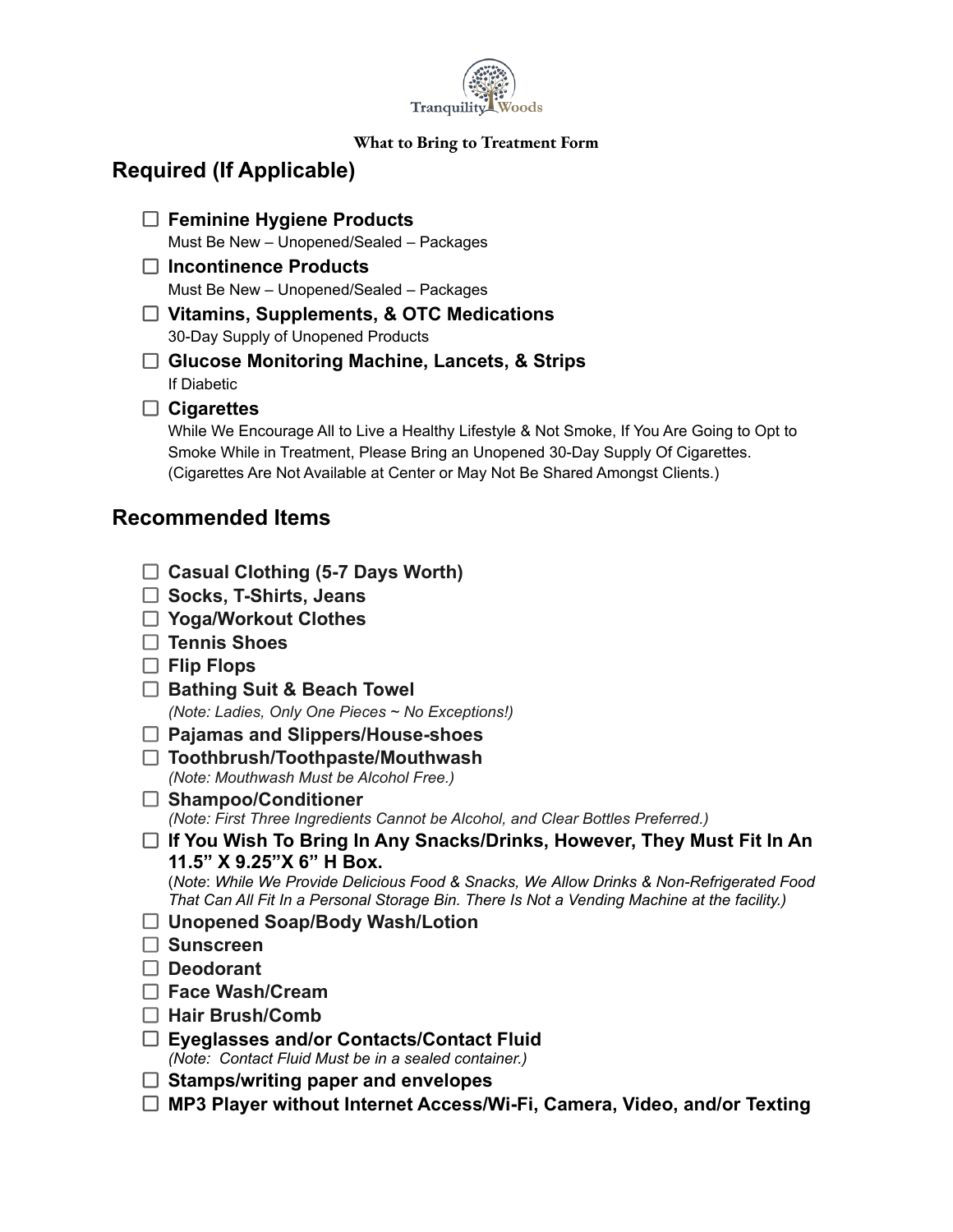Tranquility Woods

**What to Bring to Treatment Form**

## Required (If Applicable)

- ☐ **Feminine Hygiene Products**
  Must Be New – Unopened/Sealed – Packages
- ☐ **Incontinence Products**
  Must Be New – Unopened/Sealed – Packages
- ☐ **Vitamins, Supplements, & OTC Medications**
  30-Day Supply of Unopened Products
- ☐ **Glucose Monitoring Machine, Lancets, & Strips**
  If Diabetic
- ☐ **Cigarettes**
  While We Encourage All to Live a Healthy Lifestyle & Not Smoke, If You Are Going to Opt to Smoke While in Treatment, Please Bring an Unopened 30-Day Supply Of Cigarettes. (Cigarettes Are Not Available at Center or May Not Be Shared Amongst Clients.)

## Recommended Items

- ☐ **Casual Clothing (5-7 Days Worth)**
- ☐ **Socks, T-Shirts, Jeans**
- ☐ **Yoga/Workout Clothes**
- ☐ **Tennis Shoes**
- ☐ **Flip Flops**
- ☐ **Bathing Suit & Beach Towel**
  *(Note: Ladies, Only One Pieces ~ No Exceptions!)*
- ☐ **Pajamas and Slippers/House-shoes**
- ☐ **Toothbrush/Toothpaste/Mouthwash**
  *(Note: Mouthwash Must be Alcohol Free.)*
- ☐ **Shampoo/Conditioner**
  *(Note: First Three Ingredients Cannot be Alcohol, and Clear Bottles Preferred.)*
- ☐ **If You Wish To Bring In Any Snacks/Drinks, However, They Must Fit In An 11.5" X 9.25"X 6" H Box.**
  (*Note*: *While We Provide Delicious Food & Snacks, We Allow Drinks & Non-Refrigerated Food That Can All Fit In a Personal Storage Bin. There Is Not a Vending Machine at the facility.)*
- ☐ **Unopened Soap/Body Wash/Lotion**
- ☐ **Sunscreen**
- ☐ **Deodorant**
- ☐ **Face Wash/Cream**
- ☐ **Hair Brush/Comb**
- ☐ **Eyeglasses and/or Contacts/Contact Fluid**
  *(Note: Contact Fluid Must be in a sealed container.)*
- ☐ **Stamps/writing paper and envelopes**
- ☐ **MP3 Player without Internet Access/Wi-Fi, Camera, Video, and/or Texting**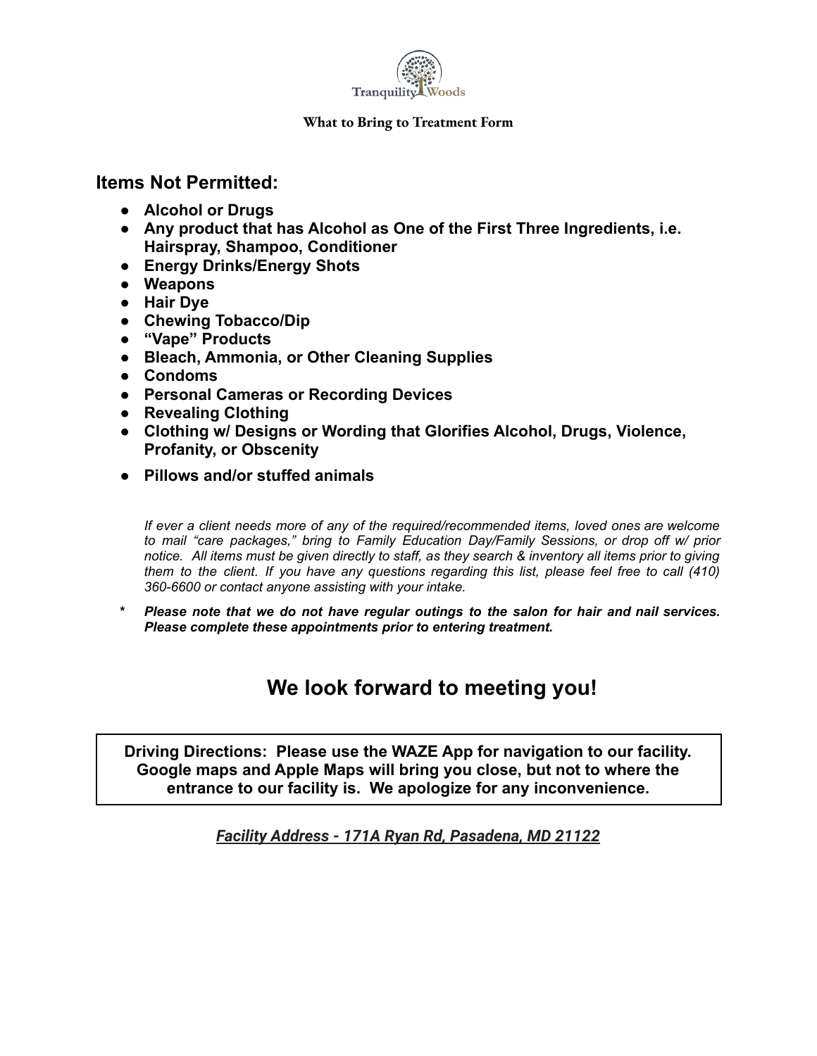Tranquility Woods

**What to Bring to Treatment Form**

## Items Not Permitted:

- **Alcohol or Drugs**
- **Any product that has Alcohol as One of the First Three Ingredients, i.e. Hairspray, Shampoo, Conditioner**
- **Energy Drinks/Energy Shots**
- **Weapons**
- **Hair Dye**
- **Chewing Tobacco/Dip**
- **"Vape" Products**
- **Bleach, Ammonia, or Other Cleaning Supplies**
- **Condoms**
- **Personal Cameras or Recording Devices**
- **Revealing Clothing**
- **Clothing w/ Designs or Wording that Glorifies Alcohol, Drugs, Violence, Profanity, or Obscenity**
- **Pillows and/or stuffed animals**

*If ever a client needs more of any of the required/recommended items, loved ones are welcome to mail "care packages," bring to Family Education Day/Family Sessions, or drop off w/ prior notice. All items must be given directly to staff, as they search & inventory all items prior to giving them to the client. If you have any questions regarding this list, please feel free to call (410) 360-6600 or contact anyone assisting with your intake.*

\* ***Please note that we do not have regular outings to the salon for hair and nail services. Please complete these appointments prior to entering treatment.***

## We look forward to meeting you!

**Driving Directions: Please use the WAZE App for navigation to our facility. Google maps and Apple Maps will bring you close, but not to where the entrance to our facility is. We apologize for any inconvenience.**

***Facility Address - 171A Ryan Rd, Pasadena, MD 21122***